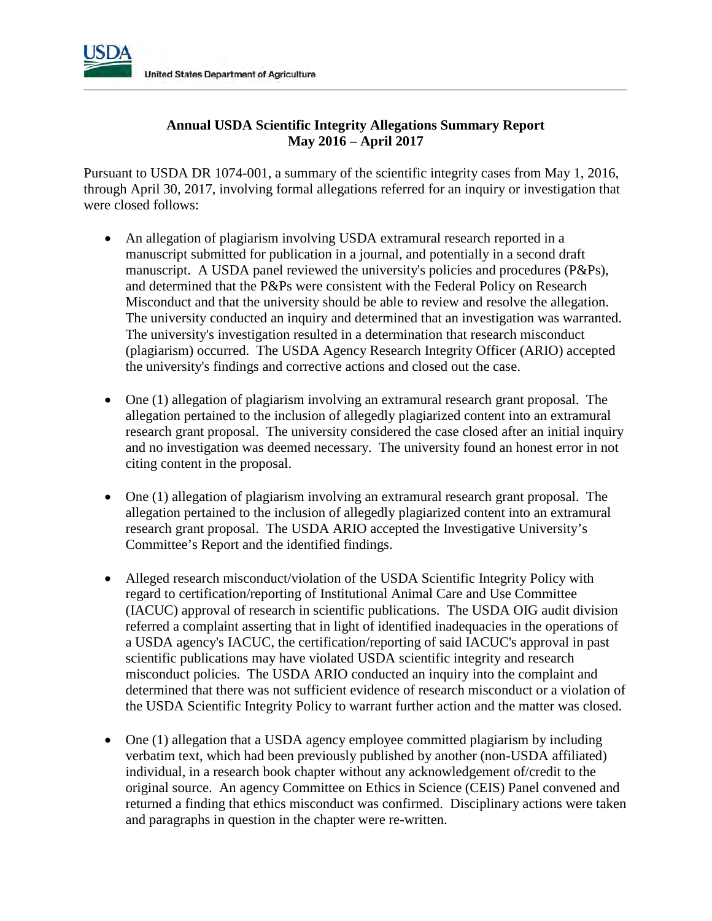USDA
United States Department of Agriculture

**Annual USDA Scientific Integrity Allegations Summary Report**
**May 2016 – April 2017**

Pursuant to USDA DR 1074-001, a summary of the scientific integrity cases from May 1, 2016, through April 30, 2017, involving formal allegations referred for an inquiry or investigation that were closed follows:

- An allegation of plagiarism involving USDA extramural research reported in a manuscript submitted for publication in a journal, and potentially in a second draft manuscript. A USDA panel reviewed the university's policies and procedures (P&Ps), and determined that the P&Ps were consistent with the Federal Policy on Research Misconduct and that the university should be able to review and resolve the allegation. The university conducted an inquiry and determined that an investigation was warranted. The university's investigation resulted in a determination that research misconduct (plagiarism) occurred. The USDA Agency Research Integrity Officer (ARIO) accepted the university's findings and corrective actions and closed out the case.

- One (1) allegation of plagiarism involving an extramural research grant proposal. The allegation pertained to the inclusion of allegedly plagiarized content into an extramural research grant proposal. The university considered the case closed after an initial inquiry and no investigation was deemed necessary. The university found an honest error in not citing content in the proposal.

- One (1) allegation of plagiarism involving an extramural research grant proposal. The allegation pertained to the inclusion of allegedly plagiarized content into an extramural research grant proposal. The USDA ARIO accepted the Investigative University's Committee's Report and the identified findings.

- Alleged research misconduct/violation of the USDA Scientific Integrity Policy with regard to certification/reporting of Institutional Animal Care and Use Committee (IACUC) approval of research in scientific publications. The USDA OIG audit division referred a complaint asserting that in light of identified inadequacies in the operations of a USDA agency's IACUC, the certification/reporting of said IACUC's approval in past scientific publications may have violated USDA scientific integrity and research misconduct policies. The USDA ARIO conducted an inquiry into the complaint and determined that there was not sufficient evidence of research misconduct or a violation of the USDA Scientific Integrity Policy to warrant further action and the matter was closed.

- One (1) allegation that a USDA agency employee committed plagiarism by including verbatim text, which had been previously published by another (non-USDA affiliated) individual, in a research book chapter without any acknowledgement of/credit to the original source. An agency Committee on Ethics in Science (CEIS) Panel convened and returned a finding that ethics misconduct was confirmed. Disciplinary actions were taken and paragraphs in question in the chapter were re-written.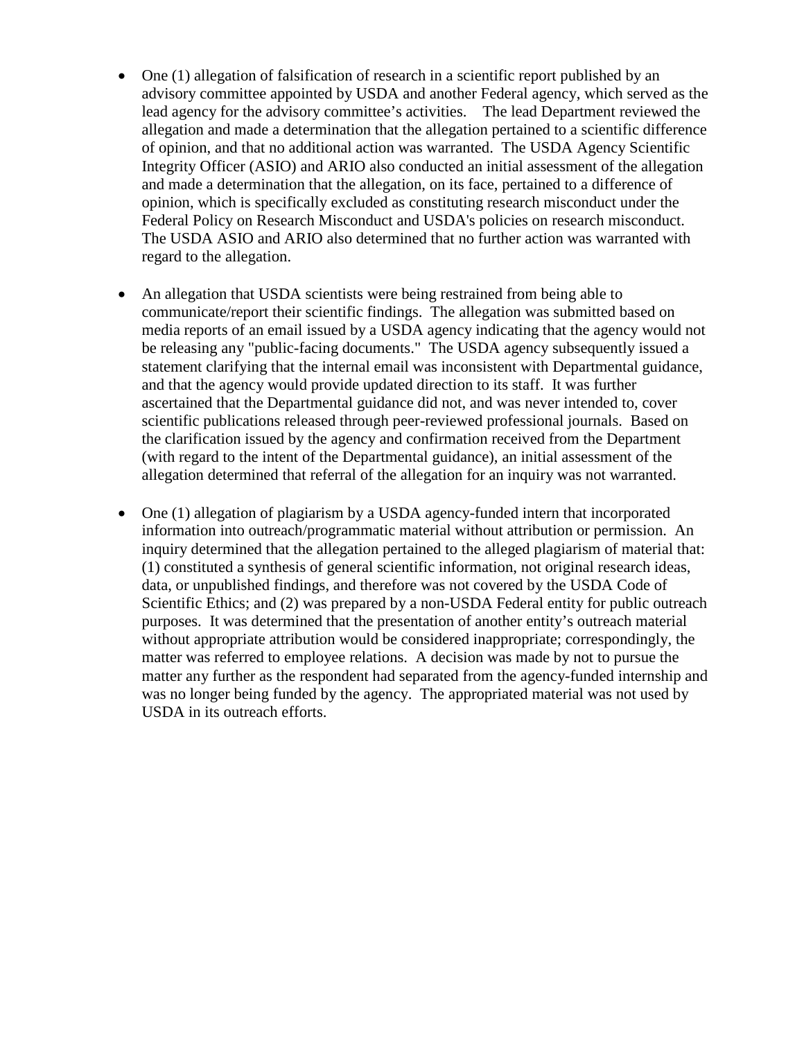- One (1) allegation of falsification of research in a scientific report published by an advisory committee appointed by USDA and another Federal agency, which served as the lead agency for the advisory committee's activities. The lead Department reviewed the allegation and made a determination that the allegation pertained to a scientific difference of opinion, and that no additional action was warranted. The USDA Agency Scientific Integrity Officer (ASIO) and ARIO also conducted an initial assessment of the allegation and made a determination that the allegation, on its face, pertained to a difference of opinion, which is specifically excluded as constituting research misconduct under the Federal Policy on Research Misconduct and USDA's policies on research misconduct. The USDA ASIO and ARIO also determined that no further action was warranted with regard to the allegation.

- An allegation that USDA scientists were being restrained from being able to communicate/report their scientific findings. The allegation was submitted based on media reports of an email issued by a USDA agency indicating that the agency would not be releasing any "public-facing documents." The USDA agency subsequently issued a statement clarifying that the internal email was inconsistent with Departmental guidance, and that the agency would provide updated direction to its staff. It was further ascertained that the Departmental guidance did not, and was never intended to, cover scientific publications released through peer-reviewed professional journals. Based on the clarification issued by the agency and confirmation received from the Department (with regard to the intent of the Departmental guidance), an initial assessment of the allegation determined that referral of the allegation for an inquiry was not warranted.

- One (1) allegation of plagiarism by a USDA agency-funded intern that incorporated information into outreach/programmatic material without attribution or permission. An inquiry determined that the allegation pertained to the alleged plagiarism of material that: (1) constituted a synthesis of general scientific information, not original research ideas, data, or unpublished findings, and therefore was not covered by the USDA Code of Scientific Ethics; and (2) was prepared by a non-USDA Federal entity for public outreach purposes. It was determined that the presentation of another entity's outreach material without appropriate attribution would be considered inappropriate; correspondingly, the matter was referred to employee relations. A decision was made by not to pursue the matter any further as the respondent had separated from the agency-funded internship and was no longer being funded by the agency. The appropriated material was not used by USDA in its outreach efforts.